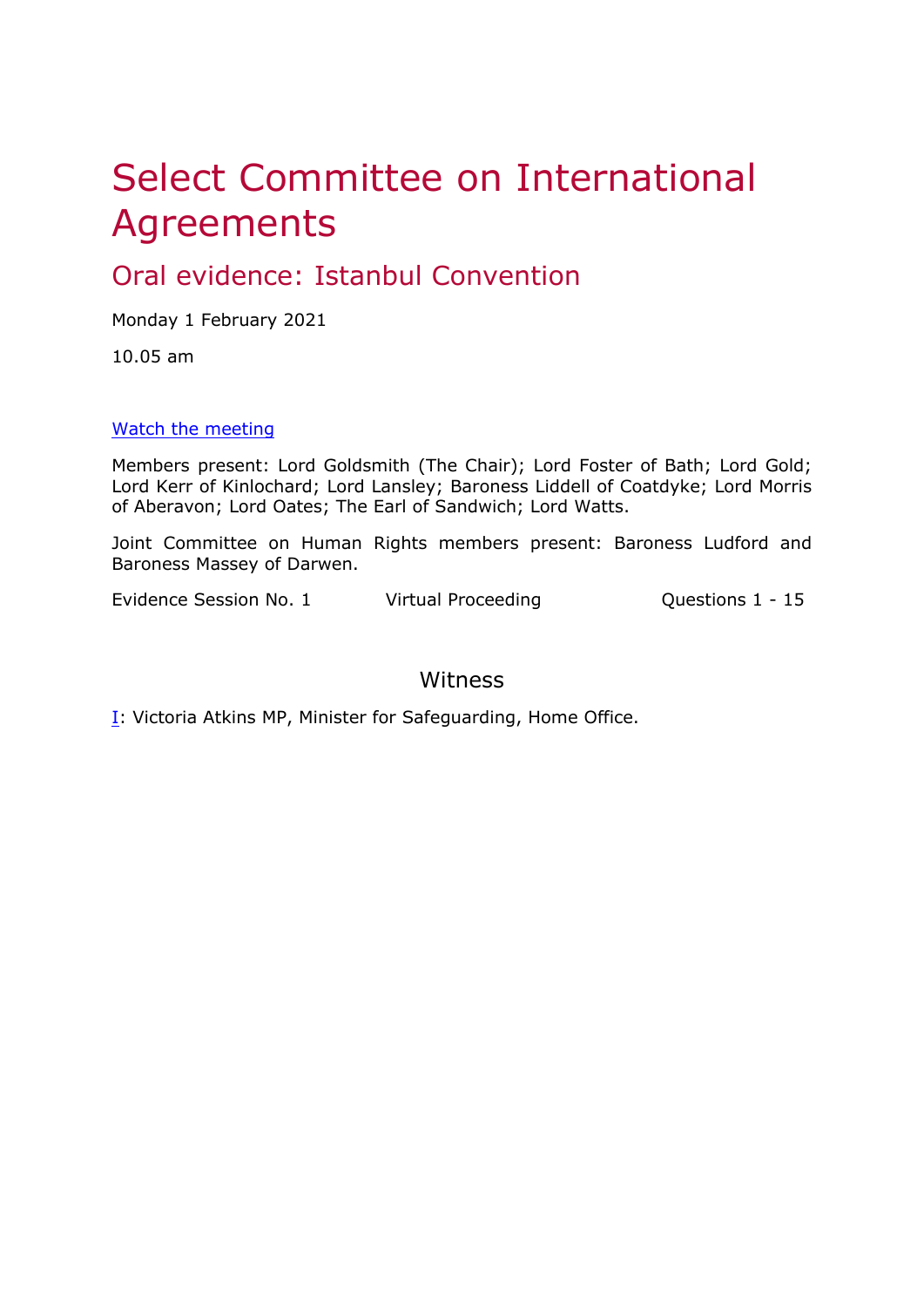# Select Committee on International Agreements

## Oral evidence: Istanbul Convention

Monday 1 February 2021

10.05 am

[Watch the meeting]

Members present: Lord Goldsmith (The Chair); Lord Foster of Bath; Lord Gold; Lord Kerr of Kinlochard; Lord Lansley; Baroness Liddell of Coatdyke; Lord Morris of Aberavon; Lord Oates; The Earl of Sandwich; Lord Watts.

Joint Committee on Human Rights members present: Baroness Ludford and Baroness Massey of Darwen.

Evidence Session No. 1 Virtual Proceeding Questions 1 - 15

### Witness

I: Victoria Atkins MP, Minister for Safeguarding, Home Office.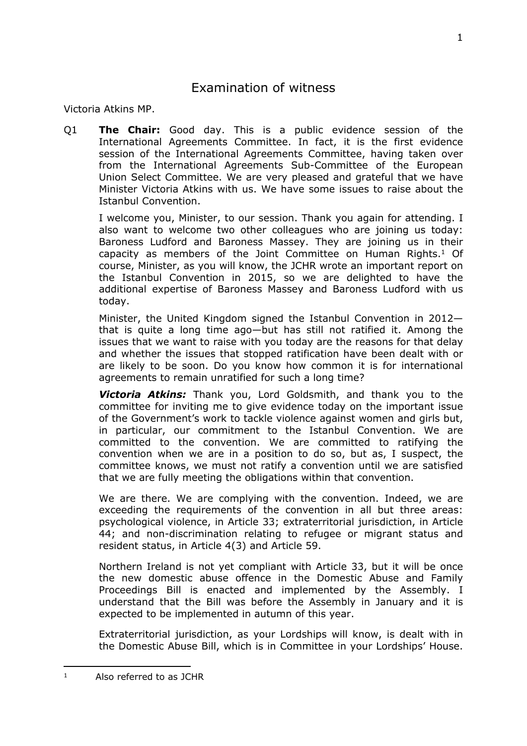# Examination of witness

Victoria Atkins MP.

Q1 **The Chair:** Good day. This is a public evidence session of the International Agreements Committee. In fact, it is the first evidence session of the International Agreements Committee, having taken over from the International Agreements Sub-Committee of the European Union Select Committee. We are very pleased and grateful that we have Minister Victoria Atkins with us. We have some issues to raise about the Istanbul Convention.

I welcome you, Minister, to our session. Thank you again for attending. I also want to welcome two other colleagues who are joining us today: Baroness Ludford and Baroness Massey. They are joining us in their capacity as members of the Joint Committee on Human Rights.[1] Of course, Minister, as you will know, the JCHR wrote an important report on the Istanbul Convention in 2015, so we are delighted to have the additional expertise of Baroness Massey and Baroness Ludford with us today.

Minister, the United Kingdom signed the Istanbul Convention in 2012—that is quite a long time ago—but has still not ratified it. Among the issues that we want to raise with you today are the reasons for that delay and whether the issues that stopped ratification have been dealt with or are likely to be soon. Do you know how common it is for international agreements to remain unratified for such a long time?

***Victoria Atkins:*** Thank you, Lord Goldsmith, and thank you to the committee for inviting me to give evidence today on the important issue of the Government's work to tackle violence against women and girls but, in particular, our commitment to the Istanbul Convention. We are committed to the convention. We are committed to ratifying the convention when we are in a position to do so, but as, I suspect, the committee knows, we must not ratify a convention until we are satisfied that we are fully meeting the obligations within that convention.

We are there. We are complying with the convention. Indeed, we are exceeding the requirements of the convention in all but three areas: psychological violence, in Article 33; extraterritorial jurisdiction, in Article 44; and non-discrimination relating to refugee or migrant status and resident status, in Article 4(3) and Article 59.

Northern Ireland is not yet compliant with Article 33, but it will be once the new domestic abuse offence in the Domestic Abuse and Family Proceedings Bill is enacted and implemented by the Assembly. I understand that the Bill was before the Assembly in January and it is expected to be implemented in autumn of this year.

Extraterritorial jurisdiction, as your Lordships will know, is dealt with in the Domestic Abuse Bill, which is in Committee in your Lordships' House.

[1] Also referred to as JCHR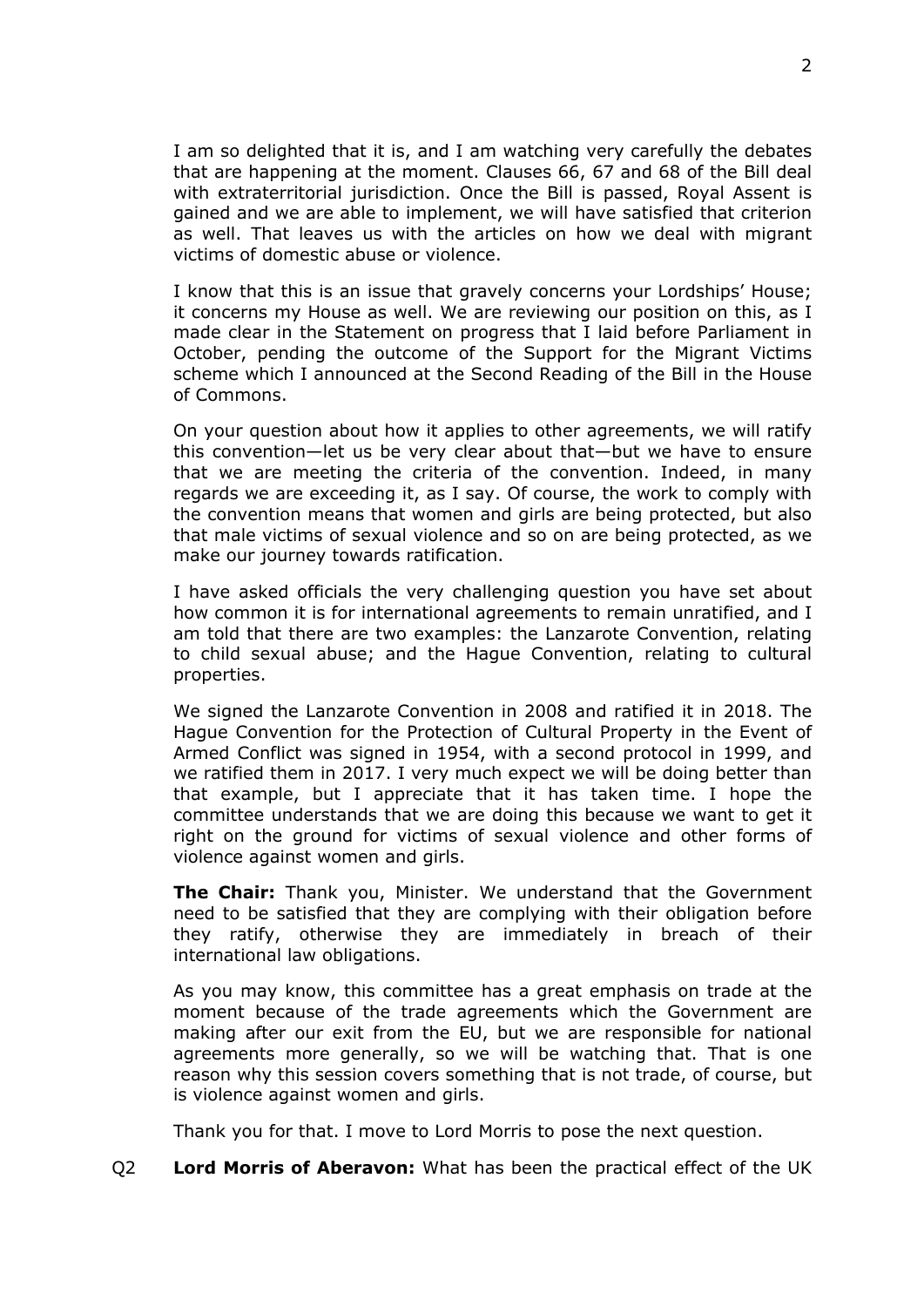I am so delighted that it is, and I am watching very carefully the debates that are happening at the moment. Clauses 66, 67 and 68 of the Bill deal with extraterritorial jurisdiction. Once the Bill is passed, Royal Assent is gained and we are able to implement, we will have satisfied that criterion as well. That leaves us with the articles on how we deal with migrant victims of domestic abuse or violence.

I know that this is an issue that gravely concerns your Lordships' House; it concerns my House as well. We are reviewing our position on this, as I made clear in the Statement on progress that I laid before Parliament in October, pending the outcome of the Support for the Migrant Victims scheme which I announced at the Second Reading of the Bill in the House of Commons.

On your question about how it applies to other agreements, we will ratify this convention—let us be very clear about that—but we have to ensure that we are meeting the criteria of the convention. Indeed, in many regards we are exceeding it, as I say. Of course, the work to comply with the convention means that women and girls are being protected, but also that male victims of sexual violence and so on are being protected, as we make our journey towards ratification.

I have asked officials the very challenging question you have set about how common it is for international agreements to remain unratified, and I am told that there are two examples: the Lanzarote Convention, relating to child sexual abuse; and the Hague Convention, relating to cultural properties.

We signed the Lanzarote Convention in 2008 and ratified it in 2018. The Hague Convention for the Protection of Cultural Property in the Event of Armed Conflict was signed in 1954, with a second protocol in 1999, and we ratified them in 2017. I very much expect we will be doing better than that example, but I appreciate that it has taken time. I hope the committee understands that we are doing this because we want to get it right on the ground for victims of sexual violence and other forms of violence against women and girls.

**The Chair:** Thank you, Minister. We understand that the Government need to be satisfied that they are complying with their obligation before they ratify, otherwise they are immediately in breach of their international law obligations.

As you may know, this committee has a great emphasis on trade at the moment because of the trade agreements which the Government are making after our exit from the EU, but we are responsible for national agreements more generally, so we will be watching that. That is one reason why this session covers something that is not trade, of course, but is violence against women and girls.

Thank you for that. I move to Lord Morris to pose the next question.

Q2 **Lord Morris of Aberavon:** What has been the practical effect of the UK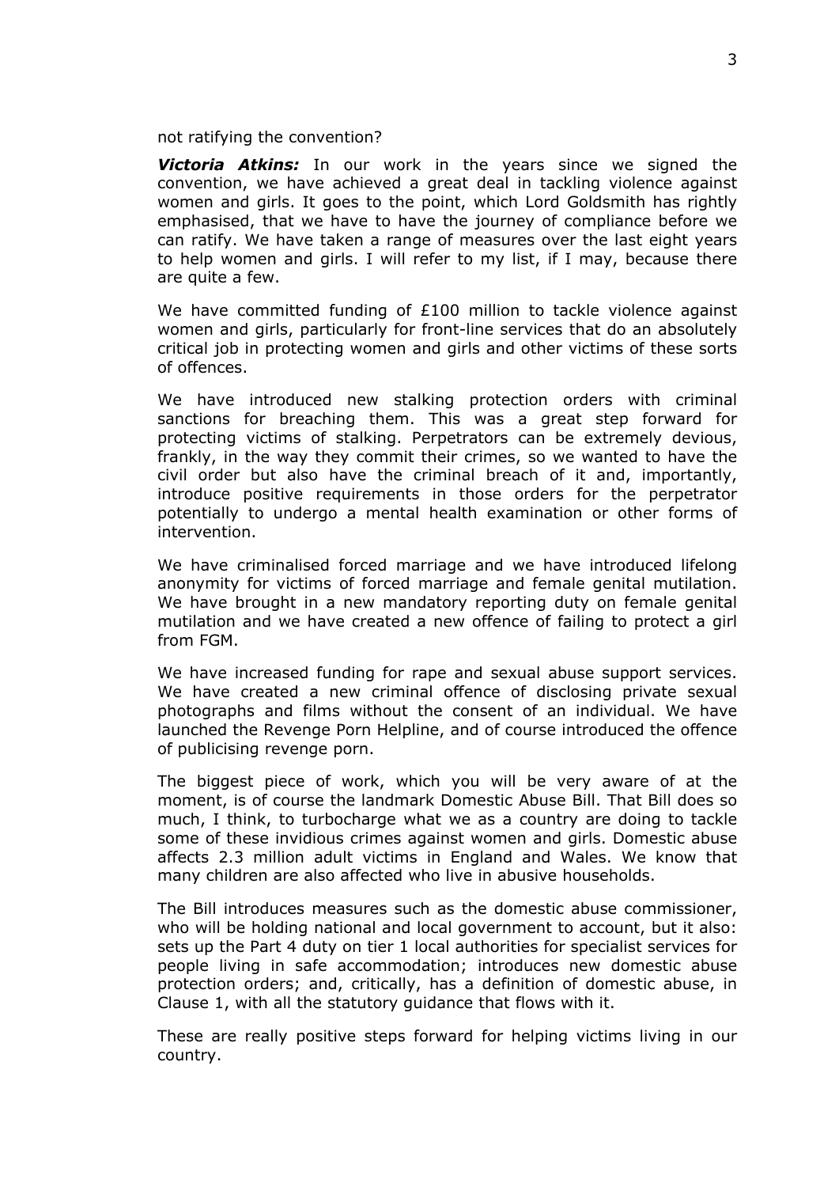not ratifying the convention?

***Victoria Atkins:*** In our work in the years since we signed the convention, we have achieved a great deal in tackling violence against women and girls. It goes to the point, which Lord Goldsmith has rightly emphasised, that we have to have the journey of compliance before we can ratify. We have taken a range of measures over the last eight years to help women and girls. I will refer to my list, if I may, because there are quite a few.

We have committed funding of £100 million to tackle violence against women and girls, particularly for front-line services that do an absolutely critical job in protecting women and girls and other victims of these sorts of offences.

We have introduced new stalking protection orders with criminal sanctions for breaching them. This was a great step forward for protecting victims of stalking. Perpetrators can be extremely devious, frankly, in the way they commit their crimes, so we wanted to have the civil order but also have the criminal breach of it and, importantly, introduce positive requirements in those orders for the perpetrator potentially to undergo a mental health examination or other forms of intervention.

We have criminalised forced marriage and we have introduced lifelong anonymity for victims of forced marriage and female genital mutilation. We have brought in a new mandatory reporting duty on female genital mutilation and we have created a new offence of failing to protect a girl from FGM.

We have increased funding for rape and sexual abuse support services. We have created a new criminal offence of disclosing private sexual photographs and films without the consent of an individual. We have launched the Revenge Porn Helpline, and of course introduced the offence of publicising revenge porn.

The biggest piece of work, which you will be very aware of at the moment, is of course the landmark Domestic Abuse Bill. That Bill does so much, I think, to turbocharge what we as a country are doing to tackle some of these invidious crimes against women and girls. Domestic abuse affects 2.3 million adult victims in England and Wales. We know that many children are also affected who live in abusive households.

The Bill introduces measures such as the domestic abuse commissioner, who will be holding national and local government to account, but it also: sets up the Part 4 duty on tier 1 local authorities for specialist services for people living in safe accommodation; introduces new domestic abuse protection orders; and, critically, has a definition of domestic abuse, in Clause 1, with all the statutory guidance that flows with it.

These are really positive steps forward for helping victims living in our country.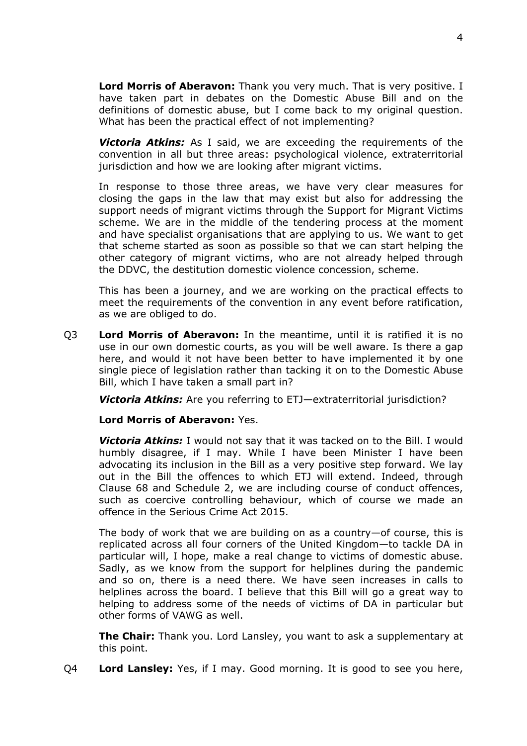**Lord Morris of Aberavon:** Thank you very much. That is very positive. I have taken part in debates on the Domestic Abuse Bill and on the definitions of domestic abuse, but I come back to my original question. What has been the practical effect of not implementing?

***Victoria Atkins:*** As I said, we are exceeding the requirements of the convention in all but three areas: psychological violence, extraterritorial jurisdiction and how we are looking after migrant victims.

In response to those three areas, we have very clear measures for closing the gaps in the law that may exist but also for addressing the support needs of migrant victims through the Support for Migrant Victims scheme. We are in the middle of the tendering process at the moment and have specialist organisations that are applying to us. We want to get that scheme started as soon as possible so that we can start helping the other category of migrant victims, who are not already helped through the DDVC, the destitution domestic violence concession, scheme.

This has been a journey, and we are working on the practical effects to meet the requirements of the convention in any event before ratification, as we are obliged to do.

Q3 **Lord Morris of Aberavon:** In the meantime, until it is ratified it is no use in our own domestic courts, as you will be well aware. Is there a gap here, and would it not have been better to have implemented it by one single piece of legislation rather than tacking it on to the Domestic Abuse Bill, which I have taken a small part in?

***Victoria Atkins:*** Are you referring to ETJ—extraterritorial jurisdiction?

**Lord Morris of Aberavon:** Yes.

***Victoria Atkins:*** I would not say that it was tacked on to the Bill. I would humbly disagree, if I may. While I have been Minister I have been advocating its inclusion in the Bill as a very positive step forward. We lay out in the Bill the offences to which ETJ will extend. Indeed, through Clause 68 and Schedule 2, we are including course of conduct offences, such as coercive controlling behaviour, which of course we made an offence in the Serious Crime Act 2015.

The body of work that we are building on as a country—of course, this is replicated across all four corners of the United Kingdom—to tackle DA in particular will, I hope, make a real change to victims of domestic abuse. Sadly, as we know from the support for helplines during the pandemic and so on, there is a need there. We have seen increases in calls to helplines across the board. I believe that this Bill will go a great way to helping to address some of the needs of victims of DA in particular but other forms of VAWG as well.

**The Chair:** Thank you. Lord Lansley, you want to ask a supplementary at this point.

Q4 **Lord Lansley:** Yes, if I may. Good morning. It is good to see you here,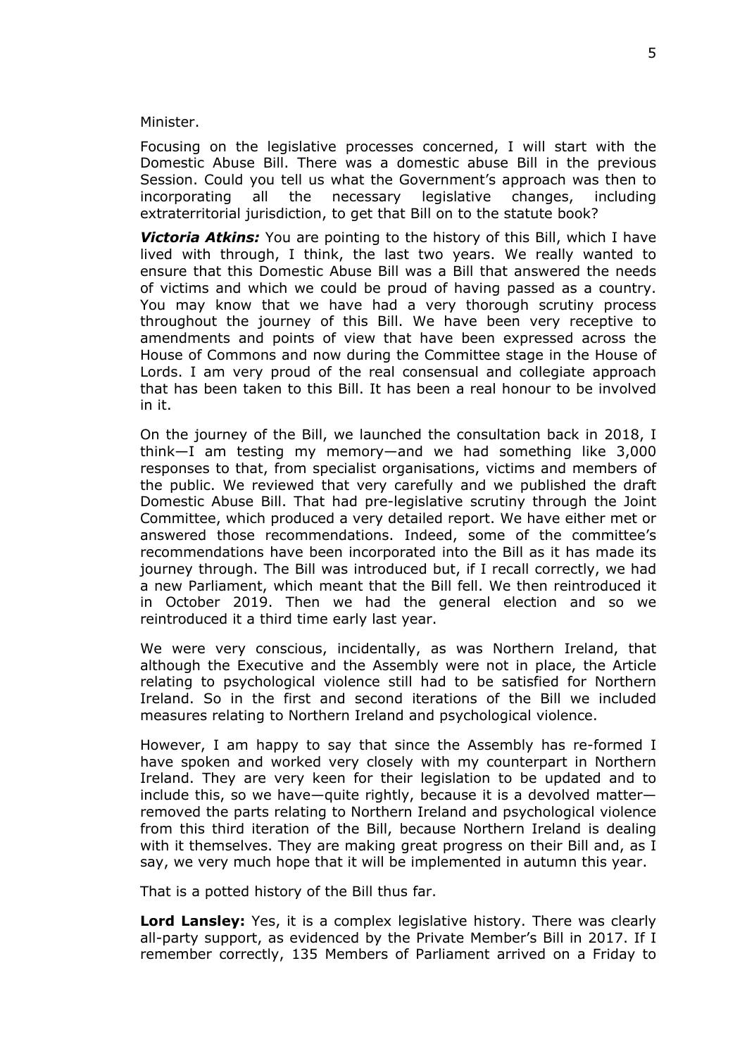Minister.

Focusing on the legislative processes concerned, I will start with the Domestic Abuse Bill. There was a domestic abuse Bill in the previous Session. Could you tell us what the Government's approach was then to incorporating all the necessary legislative changes, including extraterritorial jurisdiction, to get that Bill on to the statute book?

***Victoria Atkins:*** You are pointing to the history of this Bill, which I have lived with through, I think, the last two years. We really wanted to ensure that this Domestic Abuse Bill was a Bill that answered the needs of victims and which we could be proud of having passed as a country. You may know that we have had a very thorough scrutiny process throughout the journey of this Bill. We have been very receptive to amendments and points of view that have been expressed across the House of Commons and now during the Committee stage in the House of Lords. I am very proud of the real consensual and collegiate approach that has been taken to this Bill. It has been a real honour to be involved in it.

On the journey of the Bill, we launched the consultation back in 2018, I think—I am testing my memory—and we had something like 3,000 responses to that, from specialist organisations, victims and members of the public. We reviewed that very carefully and we published the draft Domestic Abuse Bill. That had pre-legislative scrutiny through the Joint Committee, which produced a very detailed report. We have either met or answered those recommendations. Indeed, some of the committee's recommendations have been incorporated into the Bill as it has made its journey through. The Bill was introduced but, if I recall correctly, we had a new Parliament, which meant that the Bill fell. We then reintroduced it in October 2019. Then we had the general election and so we reintroduced it a third time early last year.

We were very conscious, incidentally, as was Northern Ireland, that although the Executive and the Assembly were not in place, the Article relating to psychological violence still had to be satisfied for Northern Ireland. So in the first and second iterations of the Bill we included measures relating to Northern Ireland and psychological violence.

However, I am happy to say that since the Assembly has re-formed I have spoken and worked very closely with my counterpart in Northern Ireland. They are very keen for their legislation to be updated and to include this, so we have—quite rightly, because it is a devolved matter—removed the parts relating to Northern Ireland and psychological violence from this third iteration of the Bill, because Northern Ireland is dealing with it themselves. They are making great progress on their Bill and, as I say, we very much hope that it will be implemented in autumn this year.

That is a potted history of the Bill thus far.

**Lord Lansley:** Yes, it is a complex legislative history. There was clearly all-party support, as evidenced by the Private Member's Bill in 2017. If I remember correctly, 135 Members of Parliament arrived on a Friday to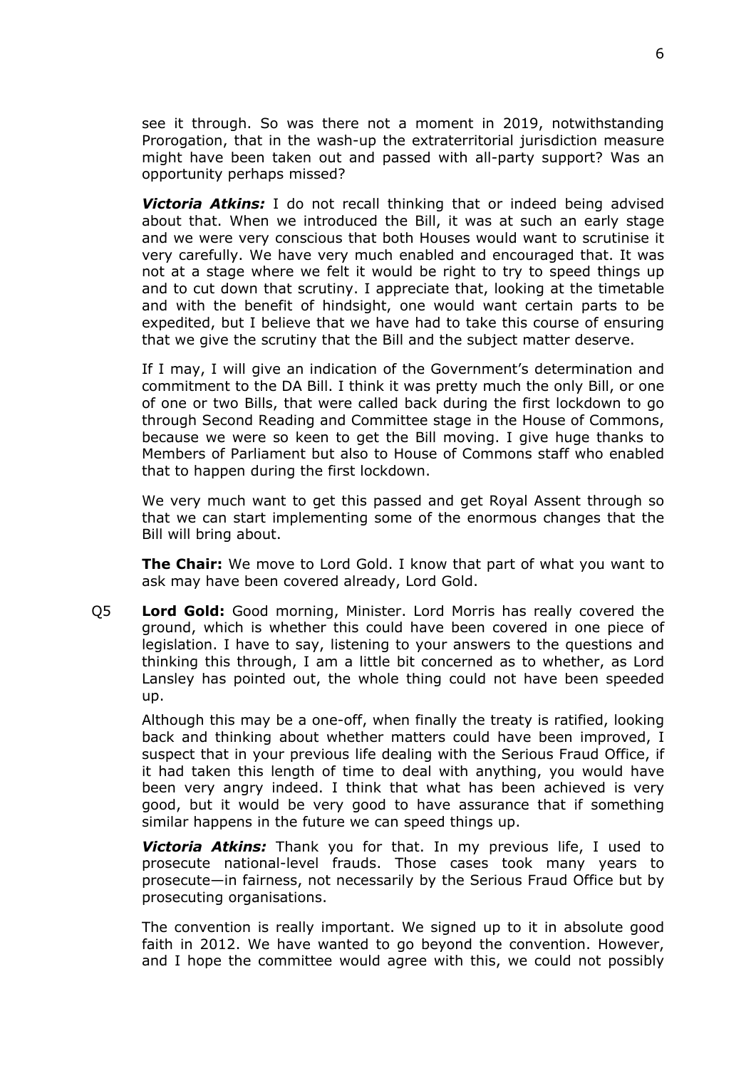see it through. So was there not a moment in 2019, notwithstanding Prorogation, that in the wash-up the extraterritorial jurisdiction measure might have been taken out and passed with all-party support? Was an opportunity perhaps missed?

***Victoria Atkins:*** I do not recall thinking that or indeed being advised about that. When we introduced the Bill, it was at such an early stage and we were very conscious that both Houses would want to scrutinise it very carefully. We have very much enabled and encouraged that. It was not at a stage where we felt it would be right to try to speed things up and to cut down that scrutiny. I appreciate that, looking at the timetable and with the benefit of hindsight, one would want certain parts to be expedited, but I believe that we have had to take this course of ensuring that we give the scrutiny that the Bill and the subject matter deserve.

If I may, I will give an indication of the Government's determination and commitment to the DA Bill. I think it was pretty much the only Bill, or one of one or two Bills, that were called back during the first lockdown to go through Second Reading and Committee stage in the House of Commons, because we were so keen to get the Bill moving. I give huge thanks to Members of Parliament but also to House of Commons staff who enabled that to happen during the first lockdown.

We very much want to get this passed and get Royal Assent through so that we can start implementing some of the enormous changes that the Bill will bring about.

**The Chair:** We move to Lord Gold. I know that part of what you want to ask may have been covered already, Lord Gold.

Q5 **Lord Gold:** Good morning, Minister. Lord Morris has really covered the ground, which is whether this could have been covered in one piece of legislation. I have to say, listening to your answers to the questions and thinking this through, I am a little bit concerned as to whether, as Lord Lansley has pointed out, the whole thing could not have been speeded up.

Although this may be a one-off, when finally the treaty is ratified, looking back and thinking about whether matters could have been improved, I suspect that in your previous life dealing with the Serious Fraud Office, if it had taken this length of time to deal with anything, you would have been very angry indeed. I think that what has been achieved is very good, but it would be very good to have assurance that if something similar happens in the future we can speed things up.

***Victoria Atkins:*** Thank you for that. In my previous life, I used to prosecute national-level frauds. Those cases took many years to prosecute—in fairness, not necessarily by the Serious Fraud Office but by prosecuting organisations.

The convention is really important. We signed up to it in absolute good faith in 2012. We have wanted to go beyond the convention. However, and I hope the committee would agree with this, we could not possibly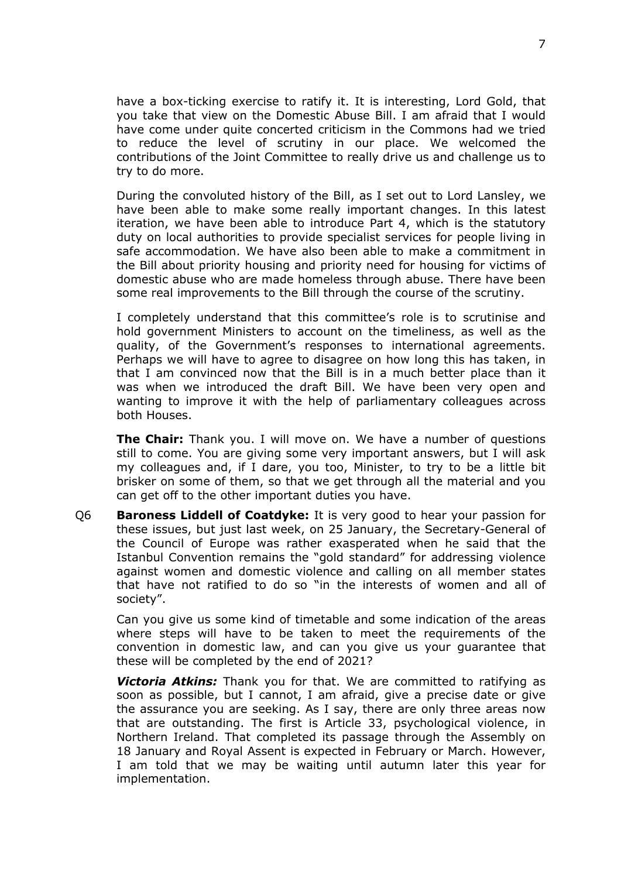have a box-ticking exercise to ratify it. It is interesting, Lord Gold, that you take that view on the Domestic Abuse Bill. I am afraid that I would have come under quite concerted criticism in the Commons had we tried to reduce the level of scrutiny in our place. We welcomed the contributions of the Joint Committee to really drive us and challenge us to try to do more.

During the convoluted history of the Bill, as I set out to Lord Lansley, we have been able to make some really important changes. In this latest iteration, we have been able to introduce Part 4, which is the statutory duty on local authorities to provide specialist services for people living in safe accommodation. We have also been able to make a commitment in the Bill about priority housing and priority need for housing for victims of domestic abuse who are made homeless through abuse. There have been some real improvements to the Bill through the course of the scrutiny.

I completely understand that this committee's role is to scrutinise and hold government Ministers to account on the timeliness, as well as the quality, of the Government's responses to international agreements. Perhaps we will have to agree to disagree on how long this has taken, in that I am convinced now that the Bill is in a much better place than it was when we introduced the draft Bill. We have been very open and wanting to improve it with the help of parliamentary colleagues across both Houses.

**The Chair:** Thank you. I will move on. We have a number of questions still to come. You are giving some very important answers, but I will ask my colleagues and, if I dare, you too, Minister, to try to be a little bit brisker on some of them, so that we get through all the material and you can get off to the other important duties you have.

Q6 **Baroness Liddell of Coatdyke:** It is very good to hear your passion for these issues, but just last week, on 25 January, the Secretary-General of the Council of Europe was rather exasperated when he said that the Istanbul Convention remains the "gold standard" for addressing violence against women and domestic violence and calling on all member states that have not ratified to do so "in the interests of women and all of society".

Can you give us some kind of timetable and some indication of the areas where steps will have to be taken to meet the requirements of the convention in domestic law, and can you give us your guarantee that these will be completed by the end of 2021?

***Victoria Atkins:*** Thank you for that. We are committed to ratifying as soon as possible, but I cannot, I am afraid, give a precise date or give the assurance you are seeking. As I say, there are only three areas now that are outstanding. The first is Article 33, psychological violence, in Northern Ireland. That completed its passage through the Assembly on 18 January and Royal Assent is expected in February or March. However, I am told that we may be waiting until autumn later this year for implementation.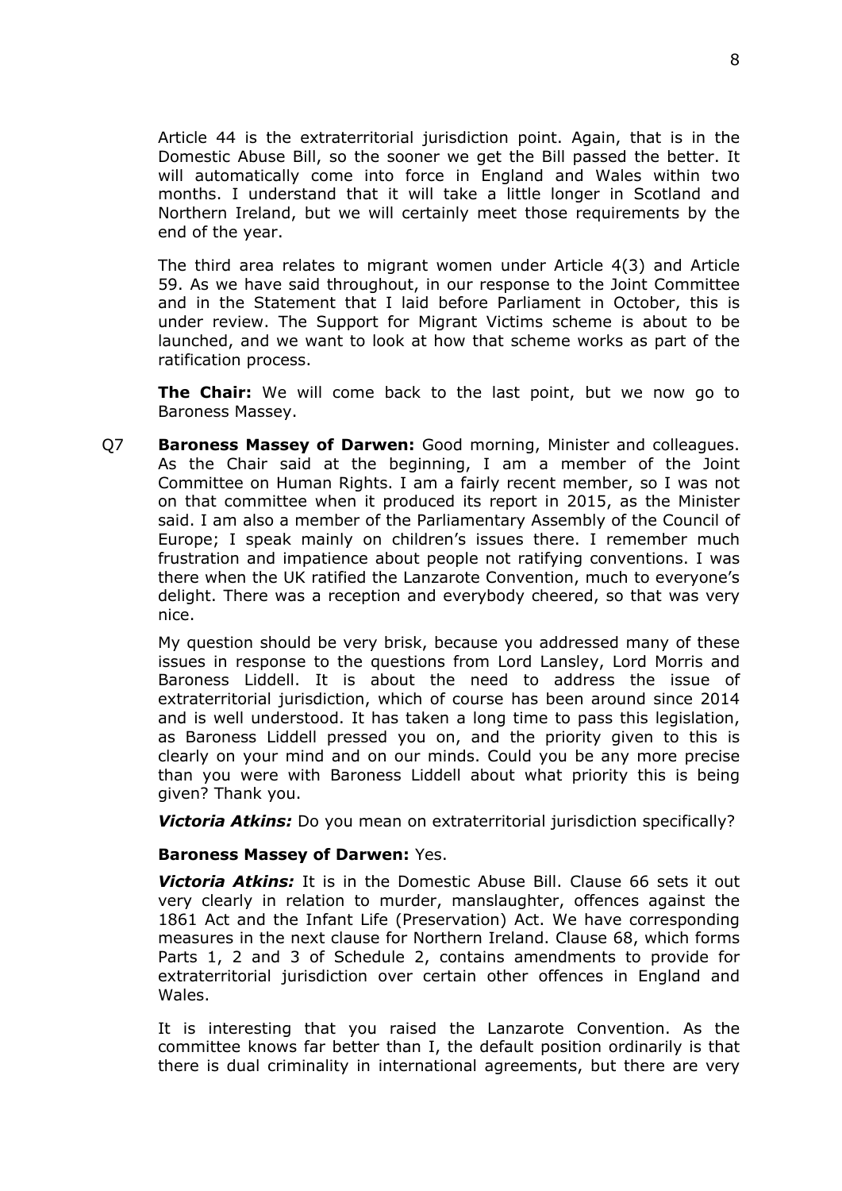Article 44 is the extraterritorial jurisdiction point. Again, that is in the Domestic Abuse Bill, so the sooner we get the Bill passed the better. It will automatically come into force in England and Wales within two months. I understand that it will take a little longer in Scotland and Northern Ireland, but we will certainly meet those requirements by the end of the year.

The third area relates to migrant women under Article 4(3) and Article 59. As we have said throughout, in our response to the Joint Committee and in the Statement that I laid before Parliament in October, this is under review. The Support for Migrant Victims scheme is about to be launched, and we want to look at how that scheme works as part of the ratification process.

**The Chair:** We will come back to the last point, but we now go to Baroness Massey.

Q7 **Baroness Massey of Darwen:** Good morning, Minister and colleagues. As the Chair said at the beginning, I am a member of the Joint Committee on Human Rights. I am a fairly recent member, so I was not on that committee when it produced its report in 2015, as the Minister said. I am also a member of the Parliamentary Assembly of the Council of Europe; I speak mainly on children's issues there. I remember much frustration and impatience about people not ratifying conventions. I was there when the UK ratified the Lanzarote Convention, much to everyone's delight. There was a reception and everybody cheered, so that was very nice.

My question should be very brisk, because you addressed many of these issues in response to the questions from Lord Lansley, Lord Morris and Baroness Liddell. It is about the need to address the issue of extraterritorial jurisdiction, which of course has been around since 2014 and is well understood. It has taken a long time to pass this legislation, as Baroness Liddell pressed you on, and the priority given to this is clearly on your mind and on our minds. Could you be any more precise than you were with Baroness Liddell about what priority this is being given? Thank you.

***Victoria Atkins:*** Do you mean on extraterritorial jurisdiction specifically?

**Baroness Massey of Darwen:** Yes.

***Victoria Atkins:*** It is in the Domestic Abuse Bill. Clause 66 sets it out very clearly in relation to murder, manslaughter, offences against the 1861 Act and the Infant Life (Preservation) Act. We have corresponding measures in the next clause for Northern Ireland. Clause 68, which forms Parts 1, 2 and 3 of Schedule 2, contains amendments to provide for extraterritorial jurisdiction over certain other offences in England and Wales.

It is interesting that you raised the Lanzarote Convention. As the committee knows far better than I, the default position ordinarily is that there is dual criminality in international agreements, but there are very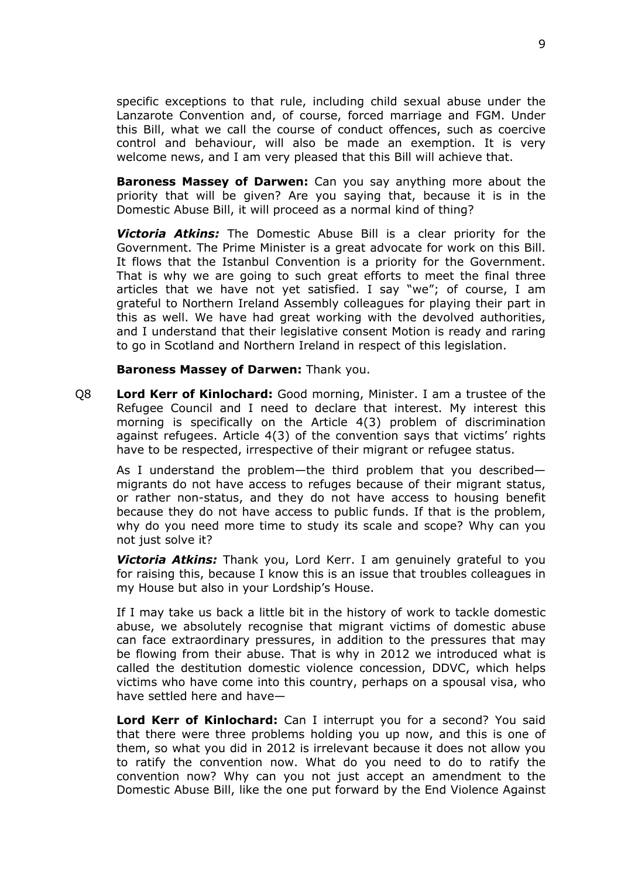specific exceptions to that rule, including child sexual abuse under the Lanzarote Convention and, of course, forced marriage and FGM. Under this Bill, what we call the course of conduct offences, such as coercive control and behaviour, will also be made an exemption. It is very welcome news, and I am very pleased that this Bill will achieve that.

**Baroness Massey of Darwen:** Can you say anything more about the priority that will be given? Are you saying that, because it is in the Domestic Abuse Bill, it will proceed as a normal kind of thing?

***Victoria Atkins:*** The Domestic Abuse Bill is a clear priority for the Government. The Prime Minister is a great advocate for work on this Bill. It flows that the Istanbul Convention is a priority for the Government. That is why we are going to such great efforts to meet the final three articles that we have not yet satisfied. I say "we"; of course, I am grateful to Northern Ireland Assembly colleagues for playing their part in this as well. We have had great working with the devolved authorities, and I understand that their legislative consent Motion is ready and raring to go in Scotland and Northern Ireland in respect of this legislation.

**Baroness Massey of Darwen:** Thank you.

Q8 **Lord Kerr of Kinlochard:** Good morning, Minister. I am a trustee of the Refugee Council and I need to declare that interest. My interest this morning is specifically on the Article 4(3) problem of discrimination against refugees. Article 4(3) of the convention says that victims' rights have to be respected, irrespective of their migrant or refugee status.

As I understand the problem—the third problem that you described—migrants do not have access to refuges because of their migrant status, or rather non-status, and they do not have access to housing benefit because they do not have access to public funds. If that is the problem, why do you need more time to study its scale and scope? Why can you not just solve it?

***Victoria Atkins:*** Thank you, Lord Kerr. I am genuinely grateful to you for raising this, because I know this is an issue that troubles colleagues in my House but also in your Lordship's House.

If I may take us back a little bit in the history of work to tackle domestic abuse, we absolutely recognise that migrant victims of domestic abuse can face extraordinary pressures, in addition to the pressures that may be flowing from their abuse. That is why in 2012 we introduced what is called the destitution domestic violence concession, DDVC, which helps victims who have come into this country, perhaps on a spousal visa, who have settled here and have—

**Lord Kerr of Kinlochard:** Can I interrupt you for a second? You said that there were three problems holding you up now, and this is one of them, so what you did in 2012 is irrelevant because it does not allow you to ratify the convention now. What do you need to do to ratify the convention now? Why can you not just accept an amendment to the Domestic Abuse Bill, like the one put forward by the End Violence Against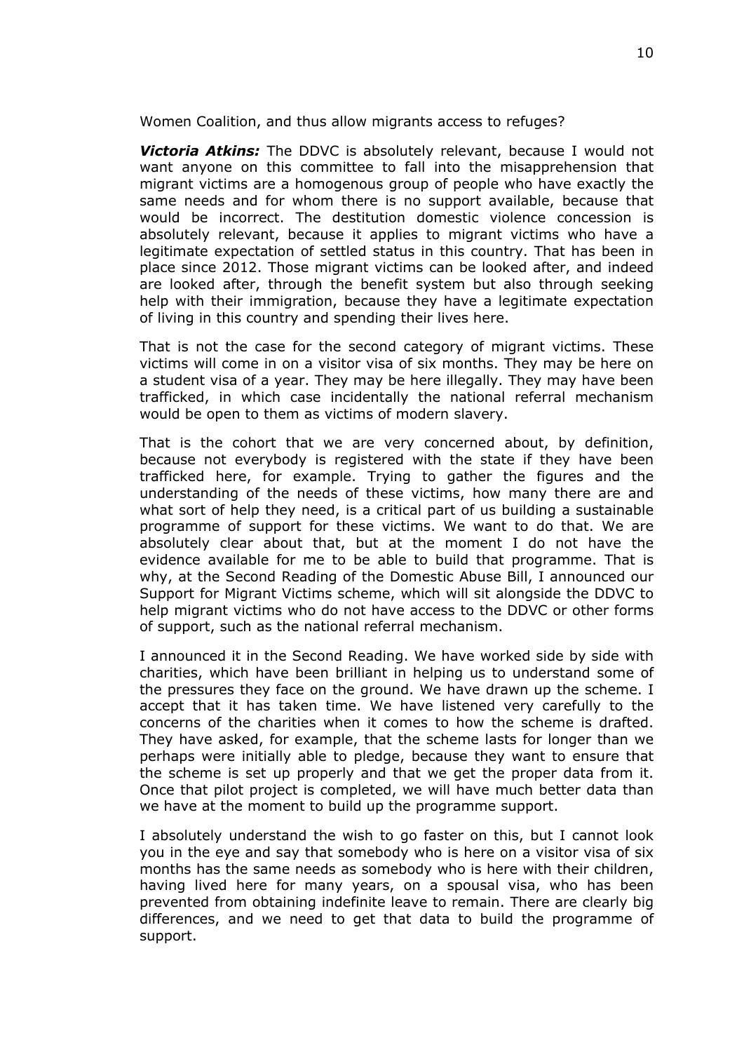Women Coalition, and thus allow migrants access to refuges?

***Victoria Atkins:*** The DDVC is absolutely relevant, because I would not want anyone on this committee to fall into the misapprehension that migrant victims are a homogenous group of people who have exactly the same needs and for whom there is no support available, because that would be incorrect. The destitution domestic violence concession is absolutely relevant, because it applies to migrant victims who have a legitimate expectation of settled status in this country. That has been in place since 2012. Those migrant victims can be looked after, and indeed are looked after, through the benefit system but also through seeking help with their immigration, because they have a legitimate expectation of living in this country and spending their lives here.

That is not the case for the second category of migrant victims. These victims will come in on a visitor visa of six months. They may be here on a student visa of a year. They may be here illegally. They may have been trafficked, in which case incidentally the national referral mechanism would be open to them as victims of modern slavery.

That is the cohort that we are very concerned about, by definition, because not everybody is registered with the state if they have been trafficked here, for example. Trying to gather the figures and the understanding of the needs of these victims, how many there are and what sort of help they need, is a critical part of us building a sustainable programme of support for these victims. We want to do that. We are absolutely clear about that, but at the moment I do not have the evidence available for me to be able to build that programme. That is why, at the Second Reading of the Domestic Abuse Bill, I announced our Support for Migrant Victims scheme, which will sit alongside the DDVC to help migrant victims who do not have access to the DDVC or other forms of support, such as the national referral mechanism.

I announced it in the Second Reading. We have worked side by side with charities, which have been brilliant in helping us to understand some of the pressures they face on the ground. We have drawn up the scheme. I accept that it has taken time. We have listened very carefully to the concerns of the charities when it comes to how the scheme is drafted. They have asked, for example, that the scheme lasts for longer than we perhaps were initially able to pledge, because they want to ensure that the scheme is set up properly and that we get the proper data from it. Once that pilot project is completed, we will have much better data than we have at the moment to build up the programme support.

I absolutely understand the wish to go faster on this, but I cannot look you in the eye and say that somebody who is here on a visitor visa of six months has the same needs as somebody who is here with their children, having lived here for many years, on a spousal visa, who has been prevented from obtaining indefinite leave to remain. There are clearly big differences, and we need to get that data to build the programme of support.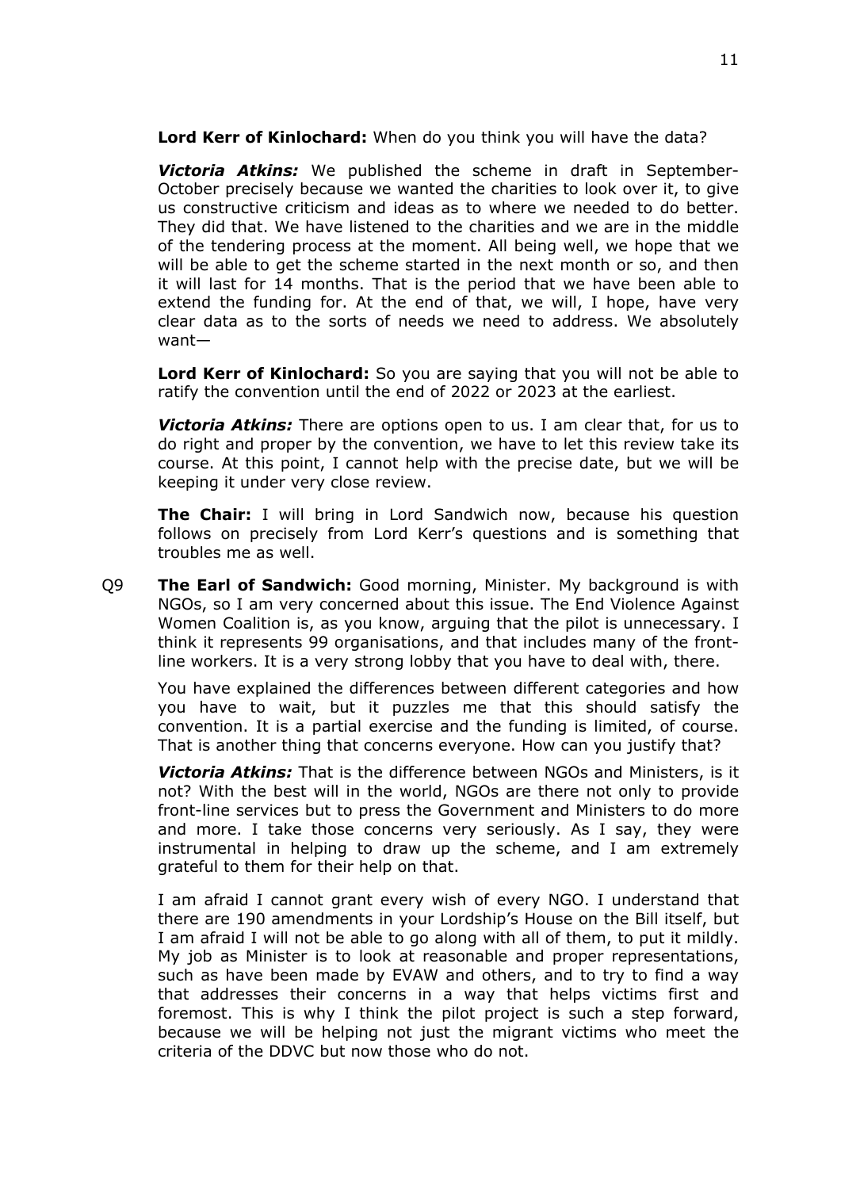**Lord Kerr of Kinlochard:** When do you think you will have the data?

***Victoria Atkins:*** We published the scheme in draft in September-October precisely because we wanted the charities to look over it, to give us constructive criticism and ideas as to where we needed to do better. They did that. We have listened to the charities and we are in the middle of the tendering process at the moment. All being well, we hope that we will be able to get the scheme started in the next month or so, and then it will last for 14 months. That is the period that we have been able to extend the funding for. At the end of that, we will, I hope, have very clear data as to the sorts of needs we need to address. We absolutely want—

**Lord Kerr of Kinlochard:** So you are saying that you will not be able to ratify the convention until the end of 2022 or 2023 at the earliest.

***Victoria Atkins:*** There are options open to us. I am clear that, for us to do right and proper by the convention, we have to let this review take its course. At this point, I cannot help with the precise date, but we will be keeping it under very close review.

**The Chair:** I will bring in Lord Sandwich now, because his question follows on precisely from Lord Kerr's questions and is something that troubles me as well.

Q9 **The Earl of Sandwich:** Good morning, Minister. My background is with NGOs, so I am very concerned about this issue. The End Violence Against Women Coalition is, as you know, arguing that the pilot is unnecessary. I think it represents 99 organisations, and that includes many of the front-line workers. It is a very strong lobby that you have to deal with, there.

You have explained the differences between different categories and how you have to wait, but it puzzles me that this should satisfy the convention. It is a partial exercise and the funding is limited, of course. That is another thing that concerns everyone. How can you justify that?

***Victoria Atkins:*** That is the difference between NGOs and Ministers, is it not? With the best will in the world, NGOs are there not only to provide front-line services but to press the Government and Ministers to do more and more. I take those concerns very seriously. As I say, they were instrumental in helping to draw up the scheme, and I am extremely grateful to them for their help on that.

I am afraid I cannot grant every wish of every NGO. I understand that there are 190 amendments in your Lordship's House on the Bill itself, but I am afraid I will not be able to go along with all of them, to put it mildly. My job as Minister is to look at reasonable and proper representations, such as have been made by EVAW and others, and to try to find a way that addresses their concerns in a way that helps victims first and foremost. This is why I think the pilot project is such a step forward, because we will be helping not just the migrant victims who meet the criteria of the DDVC but now those who do not.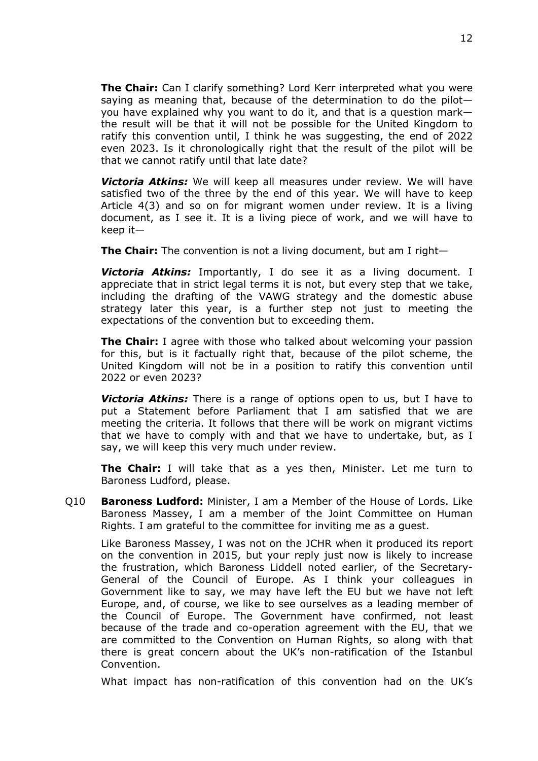**The Chair:** Can I clarify something? Lord Kerr interpreted what you were saying as meaning that, because of the determination to do the pilot—you have explained why you want to do it, and that is a question mark—the result will be that it will not be possible for the United Kingdom to ratify this convention until, I think he was suggesting, the end of 2022 even 2023. Is it chronologically right that the result of the pilot will be that we cannot ratify until that late date?

***Victoria Atkins:*** We will keep all measures under review. We will have satisfied two of the three by the end of this year. We will have to keep Article 4(3) and so on for migrant women under review. It is a living document, as I see it. It is a living piece of work, and we will have to keep it—

**The Chair:** The convention is not a living document, but am I right—

***Victoria Atkins:*** Importantly, I do see it as a living document. I appreciate that in strict legal terms it is not, but every step that we take, including the drafting of the VAWG strategy and the domestic abuse strategy later this year, is a further step not just to meeting the expectations of the convention but to exceeding them.

**The Chair:** I agree with those who talked about welcoming your passion for this, but is it factually right that, because of the pilot scheme, the United Kingdom will not be in a position to ratify this convention until 2022 or even 2023?

***Victoria Atkins:*** There is a range of options open to us, but I have to put a Statement before Parliament that I am satisfied that we are meeting the criteria. It follows that there will be work on migrant victims that we have to comply with and that we have to undertake, but, as I say, we will keep this very much under review.

**The Chair:** I will take that as a yes then, Minister. Let me turn to Baroness Ludford, please.

Q10 **Baroness Ludford:** Minister, I am a Member of the House of Lords. Like Baroness Massey, I am a member of the Joint Committee on Human Rights. I am grateful to the committee for inviting me as a guest.

Like Baroness Massey, I was not on the JCHR when it produced its report on the convention in 2015, but your reply just now is likely to increase the frustration, which Baroness Liddell noted earlier, of the Secretary-General of the Council of Europe. As I think your colleagues in Government like to say, we may have left the EU but we have not left Europe, and, of course, we like to see ourselves as a leading member of the Council of Europe. The Government have confirmed, not least because of the trade and co-operation agreement with the EU, that we are committed to the Convention on Human Rights, so along with that there is great concern about the UK's non-ratification of the Istanbul Convention.

What impact has non-ratification of this convention had on the UK's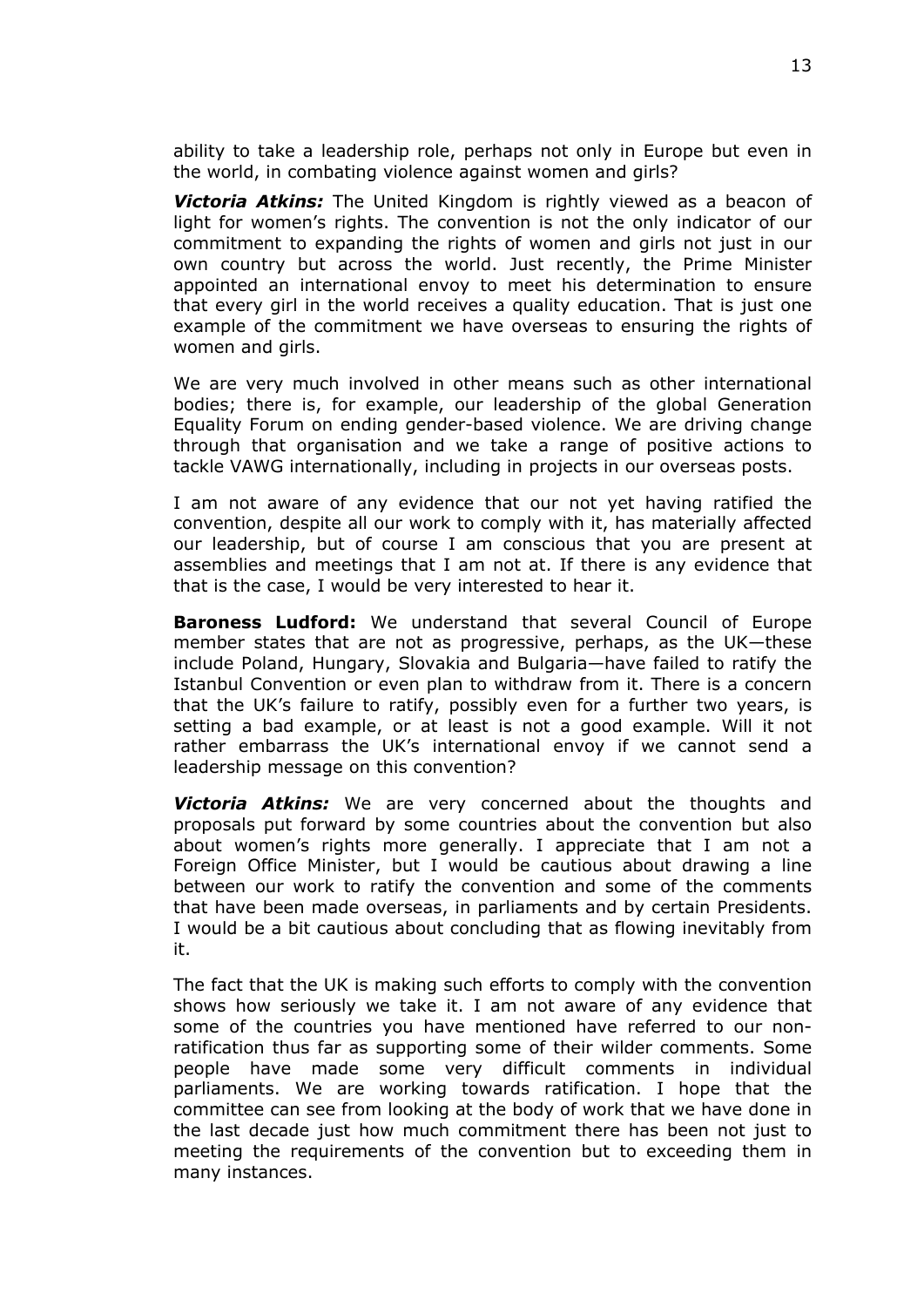ability to take a leadership role, perhaps not only in Europe but even in the world, in combating violence against women and girls?

***Victoria Atkins:*** The United Kingdom is rightly viewed as a beacon of light for women's rights. The convention is not the only indicator of our commitment to expanding the rights of women and girls not just in our own country but across the world. Just recently, the Prime Minister appointed an international envoy to meet his determination to ensure that every girl in the world receives a quality education. That is just one example of the commitment we have overseas to ensuring the rights of women and girls.

We are very much involved in other means such as other international bodies; there is, for example, our leadership of the global Generation Equality Forum on ending gender-based violence. We are driving change through that organisation and we take a range of positive actions to tackle VAWG internationally, including in projects in our overseas posts.

I am not aware of any evidence that our not yet having ratified the convention, despite all our work to comply with it, has materially affected our leadership, but of course I am conscious that you are present at assemblies and meetings that I am not at. If there is any evidence that that is the case, I would be very interested to hear it.

**Baroness Ludford:** We understand that several Council of Europe member states that are not as progressive, perhaps, as the UK—these include Poland, Hungary, Slovakia and Bulgaria—have failed to ratify the Istanbul Convention or even plan to withdraw from it. There is a concern that the UK's failure to ratify, possibly even for a further two years, is setting a bad example, or at least is not a good example. Will it not rather embarrass the UK's international envoy if we cannot send a leadership message on this convention?

***Victoria Atkins:*** We are very concerned about the thoughts and proposals put forward by some countries about the convention but also about women's rights more generally. I appreciate that I am not a Foreign Office Minister, but I would be cautious about drawing a line between our work to ratify the convention and some of the comments that have been made overseas, in parliaments and by certain Presidents. I would be a bit cautious about concluding that as flowing inevitably from it.

The fact that the UK is making such efforts to comply with the convention shows how seriously we take it. I am not aware of any evidence that some of the countries you have mentioned have referred to our non-ratification thus far as supporting some of their wilder comments. Some people have made some very difficult comments in individual parliaments. We are working towards ratification. I hope that the committee can see from looking at the body of work that we have done in the last decade just how much commitment there has been not just to meeting the requirements of the convention but to exceeding them in many instances.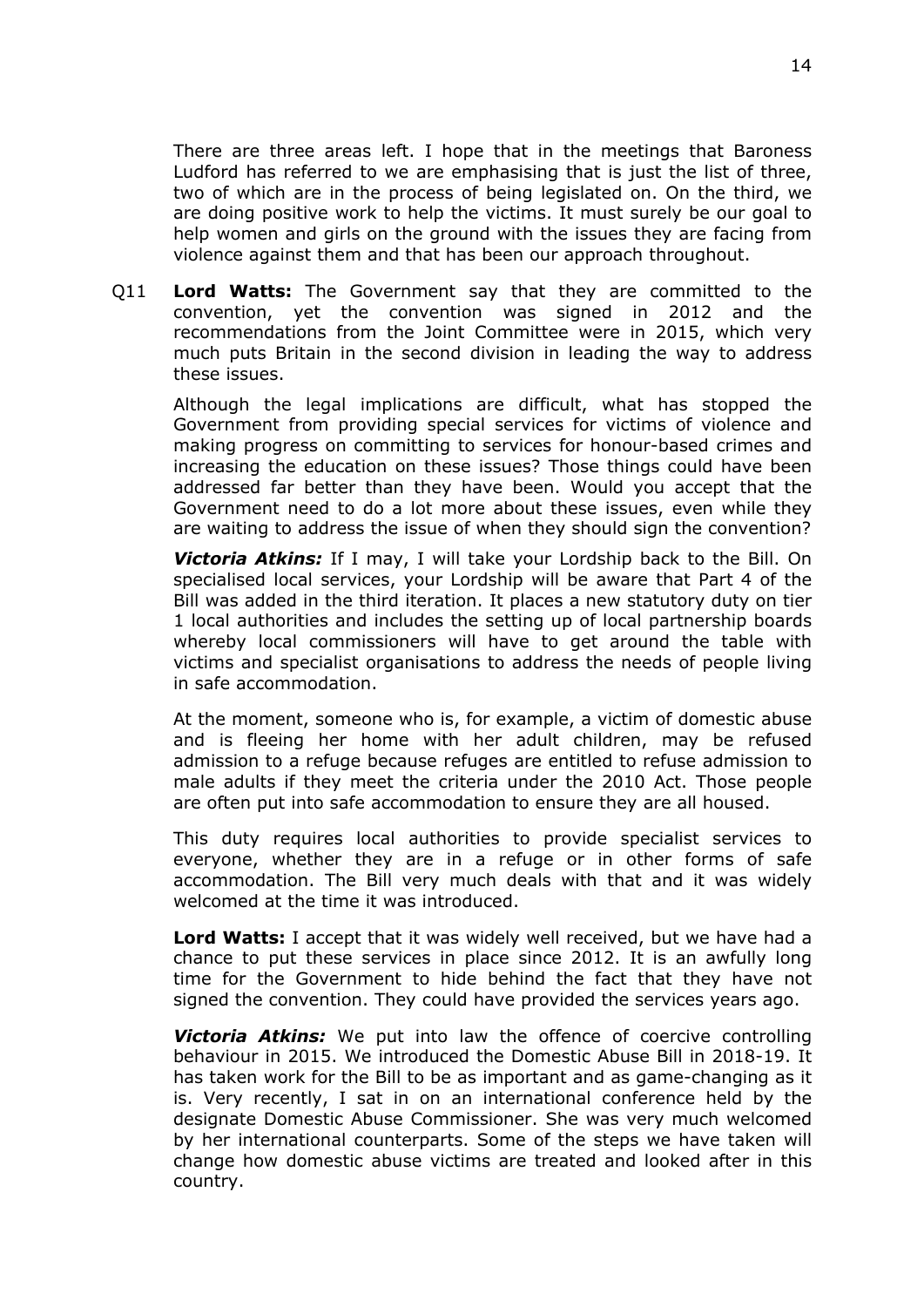There are three areas left. I hope that in the meetings that Baroness Ludford has referred to we are emphasising that is just the list of three, two of which are in the process of being legislated on. On the third, we are doing positive work to help the victims. It must surely be our goal to help women and girls on the ground with the issues they are facing from violence against them and that has been our approach throughout.

Q11 **Lord Watts:** The Government say that they are committed to the convention, yet the convention was signed in 2012 and the recommendations from the Joint Committee were in 2015, which very much puts Britain in the second division in leading the way to address these issues.

Although the legal implications are difficult, what has stopped the Government from providing special services for victims of violence and making progress on committing to services for honour-based crimes and increasing the education on these issues? Those things could have been addressed far better than they have been. Would you accept that the Government need to do a lot more about these issues, even while they are waiting to address the issue of when they should sign the convention?

***Victoria Atkins:*** If I may, I will take your Lordship back to the Bill. On specialised local services, your Lordship will be aware that Part 4 of the Bill was added in the third iteration. It places a new statutory duty on tier 1 local authorities and includes the setting up of local partnership boards whereby local commissioners will have to get around the table with victims and specialist organisations to address the needs of people living in safe accommodation.

At the moment, someone who is, for example, a victim of domestic abuse and is fleeing her home with her adult children, may be refused admission to a refuge because refuges are entitled to refuse admission to male adults if they meet the criteria under the 2010 Act. Those people are often put into safe accommodation to ensure they are all housed.

This duty requires local authorities to provide specialist services to everyone, whether they are in a refuge or in other forms of safe accommodation. The Bill very much deals with that and it was widely welcomed at the time it was introduced.

**Lord Watts:** I accept that it was widely well received, but we have had a chance to put these services in place since 2012. It is an awfully long time for the Government to hide behind the fact that they have not signed the convention. They could have provided the services years ago.

***Victoria Atkins:*** We put into law the offence of coercive controlling behaviour in 2015. We introduced the Domestic Abuse Bill in 2018-19. It has taken work for the Bill to be as important and as game-changing as it is. Very recently, I sat in on an international conference held by the designate Domestic Abuse Commissioner. She was very much welcomed by her international counterparts. Some of the steps we have taken will change how domestic abuse victims are treated and looked after in this country.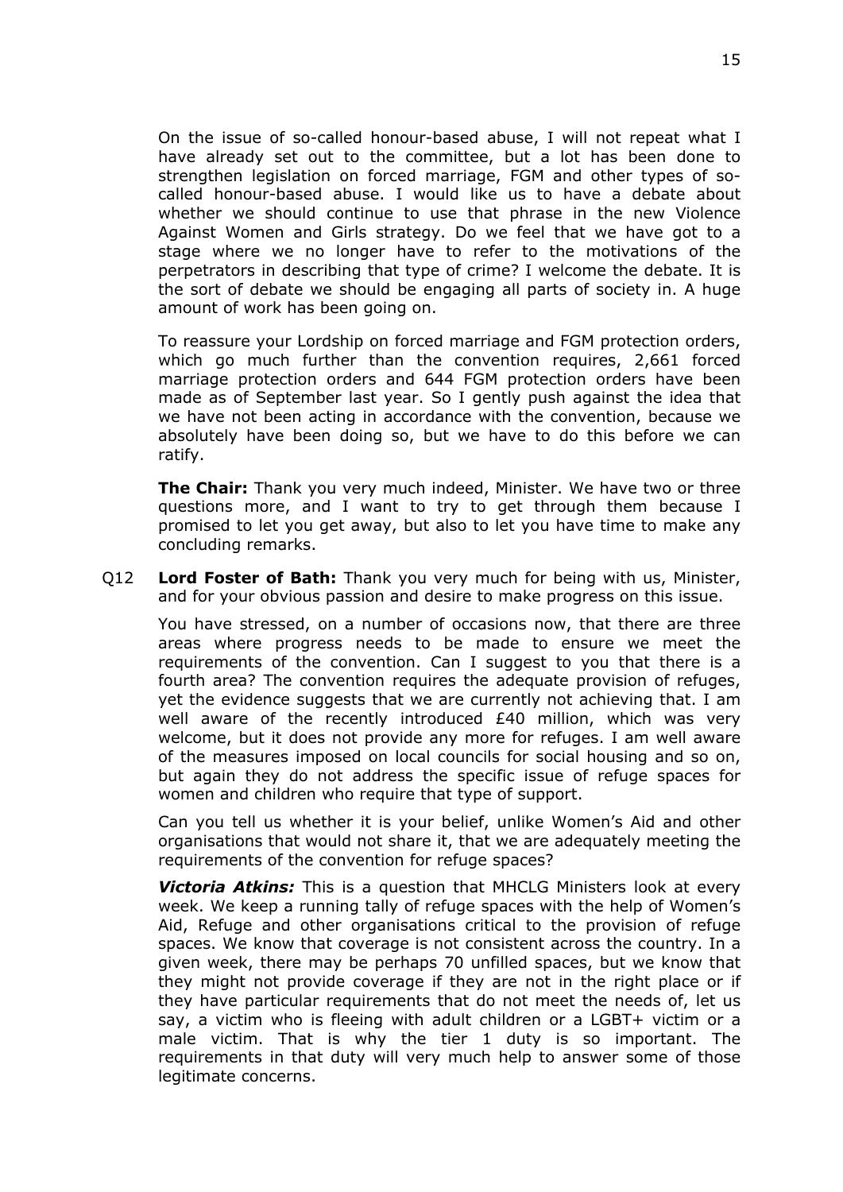On the issue of so-called honour-based abuse, I will not repeat what I have already set out to the committee, but a lot has been done to strengthen legislation on forced marriage, FGM and other types of so-called honour-based abuse. I would like us to have a debate about whether we should continue to use that phrase in the new Violence Against Women and Girls strategy. Do we feel that we have got to a stage where we no longer have to refer to the motivations of the perpetrators in describing that type of crime? I welcome the debate. It is the sort of debate we should be engaging all parts of society in. A huge amount of work has been going on.

To reassure your Lordship on forced marriage and FGM protection orders, which go much further than the convention requires, 2,661 forced marriage protection orders and 644 FGM protection orders have been made as of September last year. So I gently push against the idea that we have not been acting in accordance with the convention, because we absolutely have been doing so, but we have to do this before we can ratify.

**The Chair:** Thank you very much indeed, Minister. We have two or three questions more, and I want to try to get through them because I promised to let you get away, but also to let you have time to make any concluding remarks.

Q12 **Lord Foster of Bath:** Thank you very much for being with us, Minister, and for your obvious passion and desire to make progress on this issue.

You have stressed, on a number of occasions now, that there are three areas where progress needs to be made to ensure we meet the requirements of the convention. Can I suggest to you that there is a fourth area? The convention requires the adequate provision of refuges, yet the evidence suggests that we are currently not achieving that. I am well aware of the recently introduced £40 million, which was very welcome, but it does not provide any more for refuges. I am well aware of the measures imposed on local councils for social housing and so on, but again they do not address the specific issue of refuge spaces for women and children who require that type of support.

Can you tell us whether it is your belief, unlike Women's Aid and other organisations that would not share it, that we are adequately meeting the requirements of the convention for refuge spaces?

***Victoria Atkins:*** This is a question that MHCLG Ministers look at every week. We keep a running tally of refuge spaces with the help of Women's Aid, Refuge and other organisations critical to the provision of refuge spaces. We know that coverage is not consistent across the country. In a given week, there may be perhaps 70 unfilled spaces, but we know that they might not provide coverage if they are not in the right place or if they have particular requirements that do not meet the needs of, let us say, a victim who is fleeing with adult children or a LGBT+ victim or a male victim. That is why the tier 1 duty is so important. The requirements in that duty will very much help to answer some of those legitimate concerns.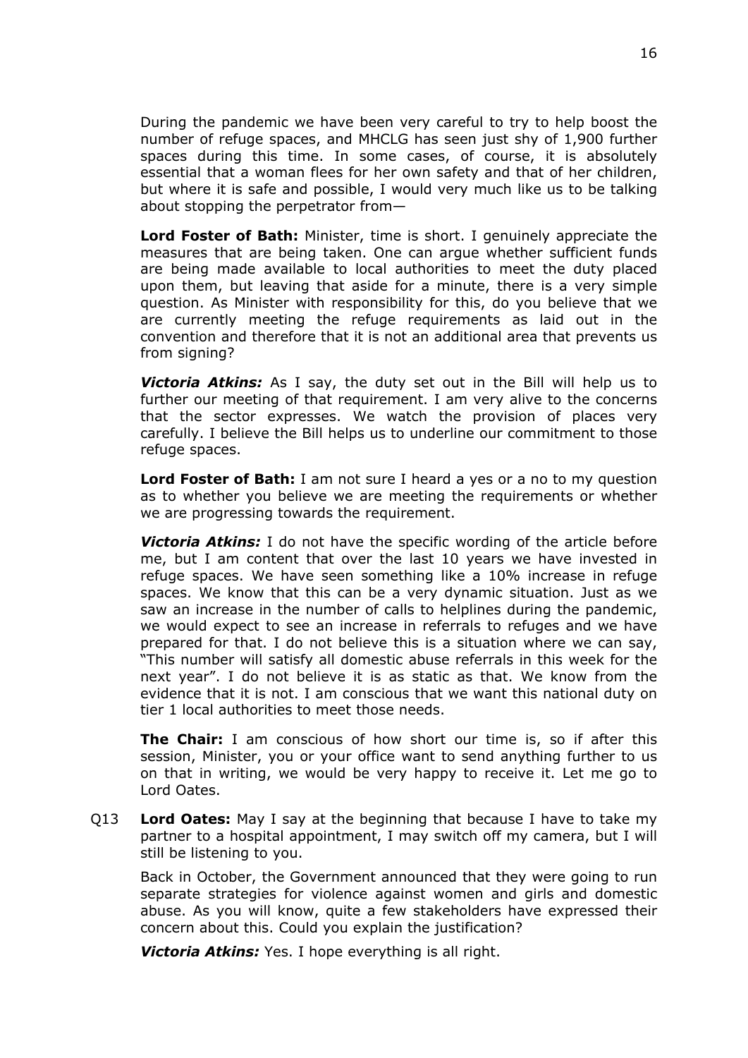During the pandemic we have been very careful to try to help boost the number of refuge spaces, and MHCLG has seen just shy of 1,900 further spaces during this time. In some cases, of course, it is absolutely essential that a woman flees for her own safety and that of her children, but where it is safe and possible, I would very much like us to be talking about stopping the perpetrator from—

**Lord Foster of Bath:** Minister, time is short. I genuinely appreciate the measures that are being taken. One can argue whether sufficient funds are being made available to local authorities to meet the duty placed upon them, but leaving that aside for a minute, there is a very simple question. As Minister with responsibility for this, do you believe that we are currently meeting the refuge requirements as laid out in the convention and therefore that it is not an additional area that prevents us from signing?

***Victoria Atkins:*** As I say, the duty set out in the Bill will help us to further our meeting of that requirement. I am very alive to the concerns that the sector expresses. We watch the provision of places very carefully. I believe the Bill helps us to underline our commitment to those refuge spaces.

**Lord Foster of Bath:** I am not sure I heard a yes or a no to my question as to whether you believe we are meeting the requirements or whether we are progressing towards the requirement.

***Victoria Atkins:*** I do not have the specific wording of the article before me, but I am content that over the last 10 years we have invested in refuge spaces. We have seen something like a 10% increase in refuge spaces. We know that this can be a very dynamic situation. Just as we saw an increase in the number of calls to helplines during the pandemic, we would expect to see an increase in referrals to refuges and we have prepared for that. I do not believe this is a situation where we can say, "This number will satisfy all domestic abuse referrals in this week for the next year". I do not believe it is as static as that. We know from the evidence that it is not. I am conscious that we want this national duty on tier 1 local authorities to meet those needs.

**The Chair:** I am conscious of how short our time is, so if after this session, Minister, you or your office want to send anything further to us on that in writing, we would be very happy to receive it. Let me go to Lord Oates.

Q13 **Lord Oates:** May I say at the beginning that because I have to take my partner to a hospital appointment, I may switch off my camera, but I will still be listening to you.

Back in October, the Government announced that they were going to run separate strategies for violence against women and girls and domestic abuse. As you will know, quite a few stakeholders have expressed their concern about this. Could you explain the justification?

***Victoria Atkins:*** Yes. I hope everything is all right.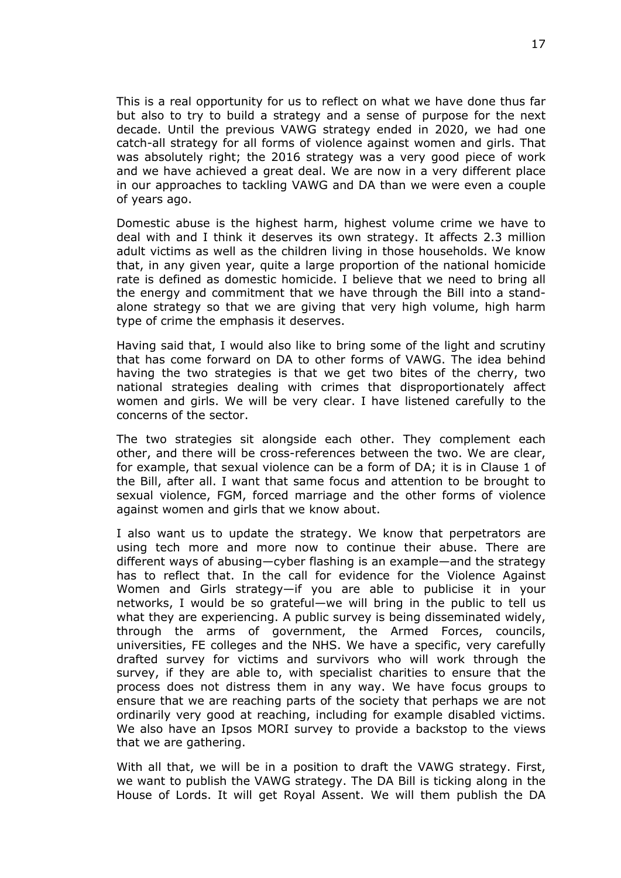This is a real opportunity for us to reflect on what we have done thus far but also to try to build a strategy and a sense of purpose for the next decade. Until the previous VAWG strategy ended in 2020, we had one catch-all strategy for all forms of violence against women and girls. That was absolutely right; the 2016 strategy was a very good piece of work and we have achieved a great deal. We are now in a very different place in our approaches to tackling VAWG and DA than we were even a couple of years ago.

Domestic abuse is the highest harm, highest volume crime we have to deal with and I think it deserves its own strategy. It affects 2.3 million adult victims as well as the children living in those households. We know that, in any given year, quite a large proportion of the national homicide rate is defined as domestic homicide. I believe that we need to bring all the energy and commitment that we have through the Bill into a stand-alone strategy so that we are giving that very high volume, high harm type of crime the emphasis it deserves.

Having said that, I would also like to bring some of the light and scrutiny that has come forward on DA to other forms of VAWG. The idea behind having the two strategies is that we get two bites of the cherry, two national strategies dealing with crimes that disproportionately affect women and girls. We will be very clear. I have listened carefully to the concerns of the sector.

The two strategies sit alongside each other. They complement each other, and there will be cross-references between the two. We are clear, for example, that sexual violence can be a form of DA; it is in Clause 1 of the Bill, after all. I want that same focus and attention to be brought to sexual violence, FGM, forced marriage and the other forms of violence against women and girls that we know about.

I also want us to update the strategy. We know that perpetrators are using tech more and more now to continue their abuse. There are different ways of abusing—cyber flashing is an example—and the strategy has to reflect that. In the call for evidence for the Violence Against Women and Girls strategy—if you are able to publicise it in your networks, I would be so grateful—we will bring in the public to tell us what they are experiencing. A public survey is being disseminated widely, through the arms of government, the Armed Forces, councils, universities, FE colleges and the NHS. We have a specific, very carefully drafted survey for victims and survivors who will work through the survey, if they are able to, with specialist charities to ensure that the process does not distress them in any way. We have focus groups to ensure that we are reaching parts of the society that perhaps we are not ordinarily very good at reaching, including for example disabled victims. We also have an Ipsos MORI survey to provide a backstop to the views that we are gathering.

With all that, we will be in a position to draft the VAWG strategy. First, we want to publish the VAWG strategy. The DA Bill is ticking along in the House of Lords. It will get Royal Assent. We will them publish the DA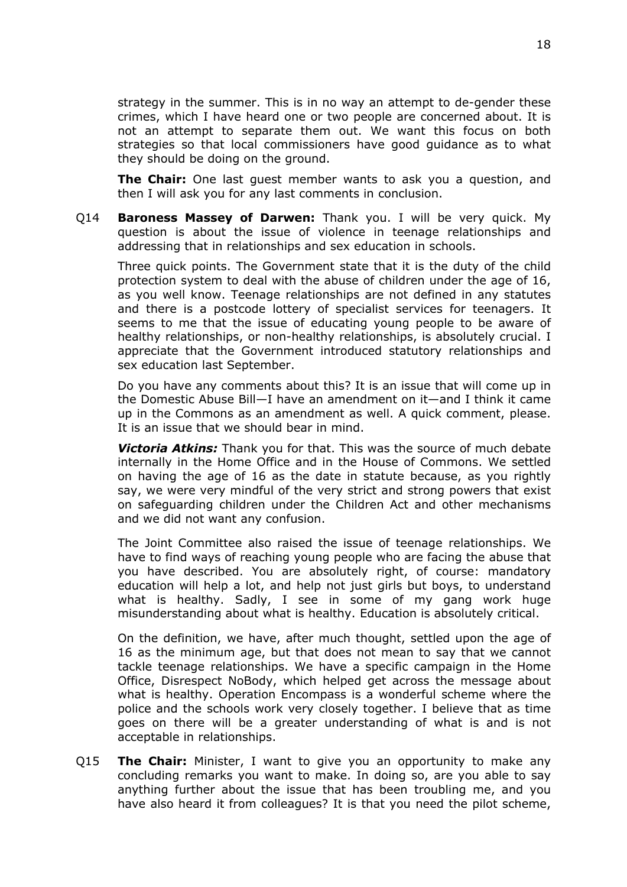strategy in the summer. This is in no way an attempt to de-gender these crimes, which I have heard one or two people are concerned about. It is not an attempt to separate them out. We want this focus on both strategies so that local commissioners have good guidance as to what they should be doing on the ground.

**The Chair:** One last guest member wants to ask you a question, and then I will ask you for any last comments in conclusion.

Q14 **Baroness Massey of Darwen:** Thank you. I will be very quick. My question is about the issue of violence in teenage relationships and addressing that in relationships and sex education in schools.

Three quick points. The Government state that it is the duty of the child protection system to deal with the abuse of children under the age of 16, as you well know. Teenage relationships are not defined in any statutes and there is a postcode lottery of specialist services for teenagers. It seems to me that the issue of educating young people to be aware of healthy relationships, or non-healthy relationships, is absolutely crucial. I appreciate that the Government introduced statutory relationships and sex education last September.

Do you have any comments about this? It is an issue that will come up in the Domestic Abuse Bill—I have an amendment on it—and I think it came up in the Commons as an amendment as well. A quick comment, please. It is an issue that we should bear in mind.

***Victoria Atkins:*** Thank you for that. This was the source of much debate internally in the Home Office and in the House of Commons. We settled on having the age of 16 as the date in statute because, as you rightly say, we were very mindful of the very strict and strong powers that exist on safeguarding children under the Children Act and other mechanisms and we did not want any confusion.

The Joint Committee also raised the issue of teenage relationships. We have to find ways of reaching young people who are facing the abuse that you have described. You are absolutely right, of course: mandatory education will help a lot, and help not just girls but boys, to understand what is healthy. Sadly, I see in some of my gang work huge misunderstanding about what is healthy. Education is absolutely critical.

On the definition, we have, after much thought, settled upon the age of 16 as the minimum age, but that does not mean to say that we cannot tackle teenage relationships. We have a specific campaign in the Home Office, Disrespect NoBody, which helped get across the message about what is healthy. Operation Encompass is a wonderful scheme where the police and the schools work very closely together. I believe that as time goes on there will be a greater understanding of what is and is not acceptable in relationships.

Q15 **The Chair:** Minister, I want to give you an opportunity to make any concluding remarks you want to make. In doing so, are you able to say anything further about the issue that has been troubling me, and you have also heard it from colleagues? It is that you need the pilot scheme,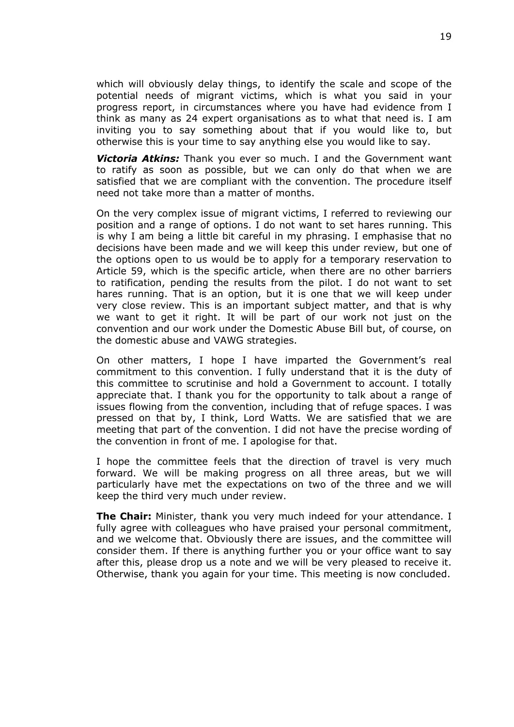which will obviously delay things, to identify the scale and scope of the potential needs of migrant victims, which is what you said in your progress report, in circumstances where you have had evidence from I think as many as 24 expert organisations as to what that need is. I am inviting you to say something about that if you would like to, but otherwise this is your time to say anything else you would like to say.

***Victoria Atkins:*** Thank you ever so much. I and the Government want to ratify as soon as possible, but we can only do that when we are satisfied that we are compliant with the convention. The procedure itself need not take more than a matter of months.

On the very complex issue of migrant victims, I referred to reviewing our position and a range of options. I do not want to set hares running. This is why I am being a little bit careful in my phrasing. I emphasise that no decisions have been made and we will keep this under review, but one of the options open to us would be to apply for a temporary reservation to Article 59, which is the specific article, when there are no other barriers to ratification, pending the results from the pilot. I do not want to set hares running. That is an option, but it is one that we will keep under very close review. This is an important subject matter, and that is why we want to get it right. It will be part of our work not just on the convention and our work under the Domestic Abuse Bill but, of course, on the domestic abuse and VAWG strategies.

On other matters, I hope I have imparted the Government's real commitment to this convention. I fully understand that it is the duty of this committee to scrutinise and hold a Government to account. I totally appreciate that. I thank you for the opportunity to talk about a range of issues flowing from the convention, including that of refuge spaces. I was pressed on that by, I think, Lord Watts. We are satisfied that we are meeting that part of the convention. I did not have the precise wording of the convention in front of me. I apologise for that.

I hope the committee feels that the direction of travel is very much forward. We will be making progress on all three areas, but we will particularly have met the expectations on two of the three and we will keep the third very much under review.

**The Chair:** Minister, thank you very much indeed for your attendance. I fully agree with colleagues who have praised your personal commitment, and we welcome that. Obviously there are issues, and the committee will consider them. If there is anything further you or your office want to say after this, please drop us a note and we will be very pleased to receive it. Otherwise, thank you again for your time. This meeting is now concluded.